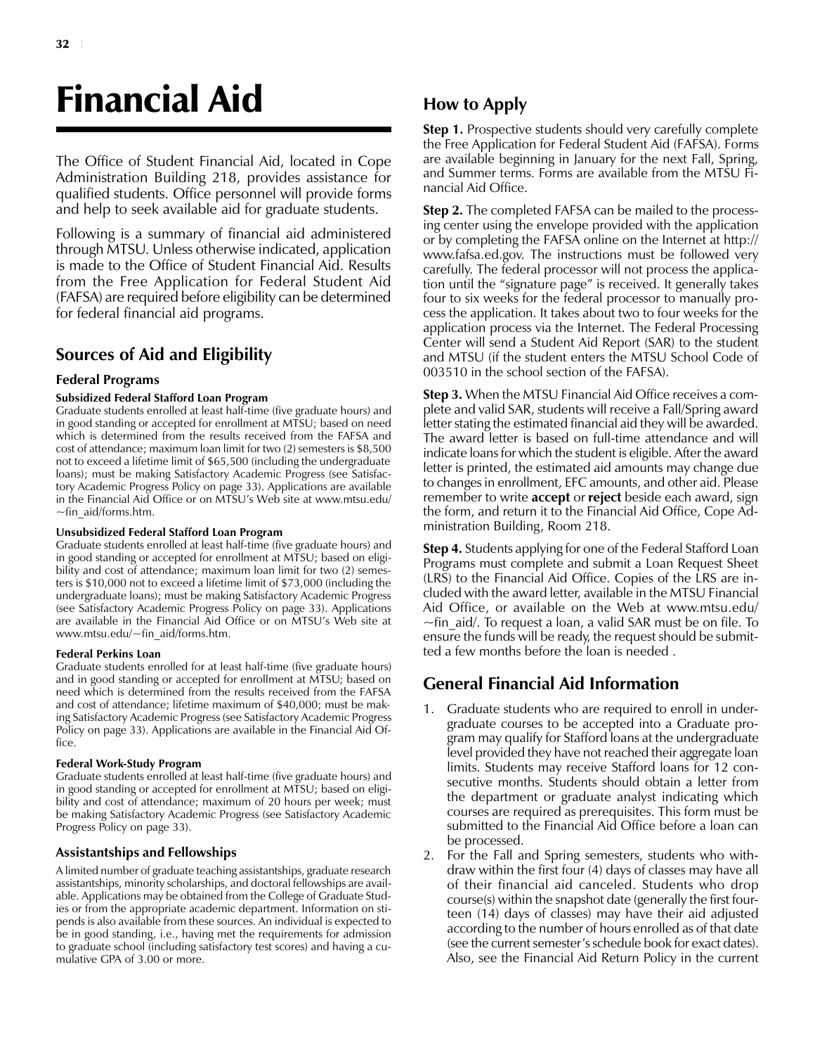# Financial Aid

The Office of Student Financial Aid, located in Cope Administration Building 218, provides assistance for qualified students. Office personnel will provide forms and help to seek available aid for graduate students.

Following is a summary of financial aid administered through MTSU. Unless otherwise indicated, application is made to the Office of Student Financial Aid. Results from the Free Application for Federal Student Aid (FAFSA) are required before eligibility can be determined for federal financial aid programs.

## Sources of Aid and Eligibility

### Federal Programs

#### Subsidized Federal Stafford Loan Program

Graduate students enrolled at least half-time (five graduate hours) and in good standing or accepted for enrollment at MTSU; based on need which is determined from the results received from the FAFSA and cost of attendance; maximum loan limit for two (2) semesters is $8,500 not to exceed a lifetime limit of $65,500 (including the undergraduate loans); must be making Satisfactory Academic Progress (see Satisfactory Academic Progress Policy on page 33). Applications are available in the Financial Aid Office or on MTSU's Web site at www.mtsu.edu/~fin_aid/forms.htm.

#### Unsubsidized Federal Stafford Loan Program

Graduate students enrolled at least half-time (five graduate hours) and in good standing or accepted for enrollment at MTSU; based on eligibility and cost of attendance; maximum loan limit for two (2) semesters is $10,000 not to exceed a lifetime limit of $73,000 (including the undergraduate loans); must be making Satisfactory Academic Progress (see Satisfactory Academic Progress Policy on page 33). Applications are available in the Financial Aid Office or on MTSU's Web site at www.mtsu.edu/~fin_aid/forms.htm.

#### Federal Perkins Loan

Graduate students enrolled for at least half-time (five graduate hours) and in good standing or accepted for enrollment at MTSU; based on need which is determined from the results received from the FAFSA and cost of attendance; lifetime maximum of $40,000; must be making Satisfactory Academic Progress (see Satisfactory Academic Progress Policy on page 33). Applications are available in the Financial Aid Office.

#### Federal Work-Study Program

Graduate students enrolled at least half-time (five graduate hours) and in good standing or accepted for enrollment at MTSU; based on eligibility and cost of attendance; maximum of 20 hours per week; must be making Satisfactory Academic Progress (see Satisfactory Academic Progress Policy on page 33).

### Assistantships and Fellowships

A limited number of graduate teaching assistantships, graduate research assistantships, minority scholarships, and doctoral fellowships are available. Applications may be obtained from the College of Graduate Studies or from the appropriate academic department. Information on stipends is also available from these sources. An individual is expected to be in good standing, i.e., having met the requirements for admission to graduate school (including satisfactory test scores) and having a cumulative GPA of 3.00 or more.

## How to Apply

**Step 1.** Prospective students should very carefully complete the Free Application for Federal Student Aid (FAFSA). Forms are available beginning in January for the next Fall, Spring, and Summer terms. Forms are available from the MTSU Financial Aid Office.

**Step 2.** The completed FAFSA can be mailed to the processing center using the envelope provided with the application or by completing the FAFSA online on the Internet at http://www.fafsa.ed.gov. The instructions must be followed very carefully. The federal processor will not process the application until the "signature page" is received. It generally takes four to six weeks for the federal processor to manually process the application. It takes about two to four weeks for the application process via the Internet. The Federal Processing Center will send a Student Aid Report (SAR) to the student and MTSU (if the student enters the MTSU School Code of 003510 in the school section of the FAFSA).

**Step 3.** When the MTSU Financial Aid Office receives a complete and valid SAR, students will receive a Fall/Spring award letter stating the estimated financial aid they will be awarded. The award letter is based on full-time attendance and will indicate loans for which the student is eligible. After the award letter is printed, the estimated aid amounts may change due to changes in enrollment, EFC amounts, and other aid. Please remember to write **accept** or **reject** beside each award, sign the form, and return it to the Financial Aid Office, Cope Administration Building, Room 218.

**Step 4.** Students applying for one of the Federal Stafford Loan Programs must complete and submit a Loan Request Sheet (LRS) to the Financial Aid Office. Copies of the LRS are included with the award letter, available in the MTSU Financial Aid Office, or available on the Web at www.mtsu.edu/~fin_aid/. To request a loan, a valid SAR must be on file. To ensure the funds will be ready, the request should be submitted a few months before the loan is needed .

## General Financial Aid Information

1. Graduate students who are required to enroll in undergraduate courses to be accepted into a Graduate program may qualify for Stafford loans at the undergraduate level provided they have not reached their aggregate loan limits. Students may receive Stafford loans for 12 consecutive months. Students should obtain a letter from the department or graduate analyst indicating which courses are required as prerequisites. This form must be submitted to the Financial Aid Office before a loan can be processed.
2. For the Fall and Spring semesters, students who withdraw within the first four (4) days of classes may have all of their financial aid canceled. Students who drop course(s) within the snapshot date (generally the first fourteen (14) days of classes) may have their aid adjusted according to the number of hours enrolled as of that date (see the current semester's schedule book for exact dates). Also, see the Financial Aid Return Policy in the current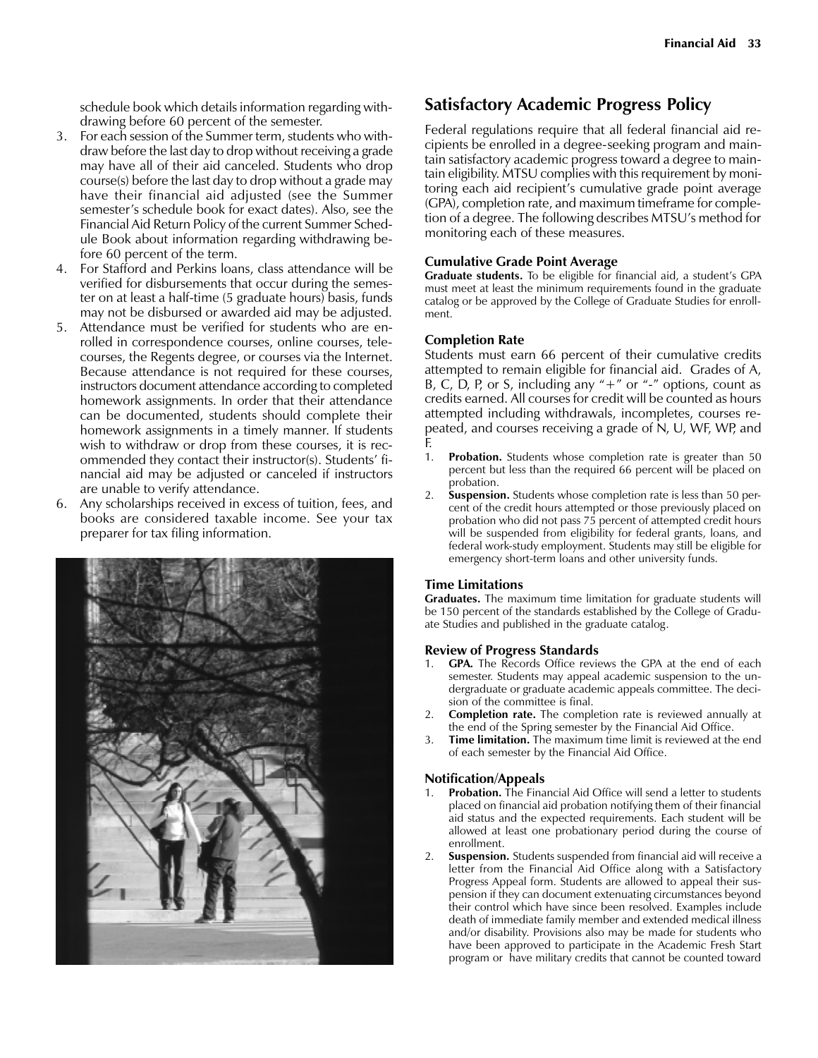schedule book which details information regarding withdrawing before 60 percent of the semester.

3. For each session of the Summer term, students who withdraw before the last day to drop without receiving a grade may have all of their aid canceled. Students who drop course(s) before the last day to drop without a grade may have their financial aid adjusted (see the Summer semester's schedule book for exact dates). Also, see the Financial Aid Return Policy of the current Summer Schedule Book about information regarding withdrawing before 60 percent of the term.
4. For Stafford and Perkins loans, class attendance will be verified for disbursements that occur during the semester on at least a half-time (5 graduate hours) basis, funds may not be disbursed or awarded aid may be adjusted.
5. Attendance must be verified for students who are enrolled in correspondence courses, online courses, telecourses, the Regents degree, or courses via the Internet. Because attendance is not required for these courses, instructors document attendance according to completed homework assignments. In order that their attendance can be documented, students should complete their homework assignments in a timely manner. If students wish to withdraw or drop from these courses, it is recommended they contact their instructor(s). Students' financial aid may be adjusted or canceled if instructors are unable to verify attendance.
6. Any scholarships received in excess of tuition, fees, and books are considered taxable income. See your tax preparer for tax filing information.

## Satisfactory Academic Progress Policy

Federal regulations require that all federal financial aid recipients be enrolled in a degree-seeking program and maintain satisfactory academic progress toward a degree to maintain eligibility. MTSU complies with this requirement by monitoring each aid recipient's cumulative grade point average (GPA), completion rate, and maximum timeframe for completion of a degree. The following describes MTSU's method for monitoring each of these measures.

### Cumulative Grade Point Average

**Graduate students.** To be eligible for financial aid, a student's GPA must meet at least the minimum requirements found in the graduate catalog or be approved by the College of Graduate Studies for enrollment.

### Completion Rate

Students must earn 66 percent of their cumulative credits attempted to remain eligible for financial aid. Grades of A, B, C, D, P, or S, including any "+" or "-" options, count as credits earned. All courses for credit will be counted as hours attempted including withdrawals, incompletes, courses repeated, and courses receiving a grade of N, U, WF, WP, and F.

1. **Probation.** Students whose completion rate is greater than 50 percent but less than the required 66 percent will be placed on probation.
2. **Suspension.** Students whose completion rate is less than 50 percent of the credit hours attempted or those previously placed on probation who did not pass 75 percent of attempted credit hours will be suspended from eligibility for federal grants, loans, and federal work-study employment. Students may still be eligible for emergency short-term loans and other university funds.

### Time Limitations

**Graduates.** The maximum time limitation for graduate students will be 150 percent of the standards established by the College of Graduate Studies and published in the graduate catalog.

### Review of Progress Standards

1. **GPA.** The Records Office reviews the GPA at the end of each semester. Students may appeal academic suspension to the undergraduate or graduate academic appeals committee. The decision of the committee is final.
2. **Completion rate.** The completion rate is reviewed annually at the end of the Spring semester by the Financial Aid Office.
3. **Time limitation.** The maximum time limit is reviewed at the end of each semester by the Financial Aid Office.

### Notification/Appeals

1. **Probation.** The Financial Aid Office will send a letter to students placed on financial aid probation notifying them of their financial aid status and the expected requirements. Each student will be allowed at least one probationary period during the course of enrollment.
2. **Suspension.** Students suspended from financial aid will receive a letter from the Financial Aid Office along with a Satisfactory Progress Appeal form. Students are allowed to appeal their suspension if they can document extenuating circumstances beyond their control which have since been resolved. Examples include death of immediate family member and extended medical illness and/or disability. Provisions also may be made for students who have been approved to participate in the Academic Fresh Start program or have military credits that cannot be counted toward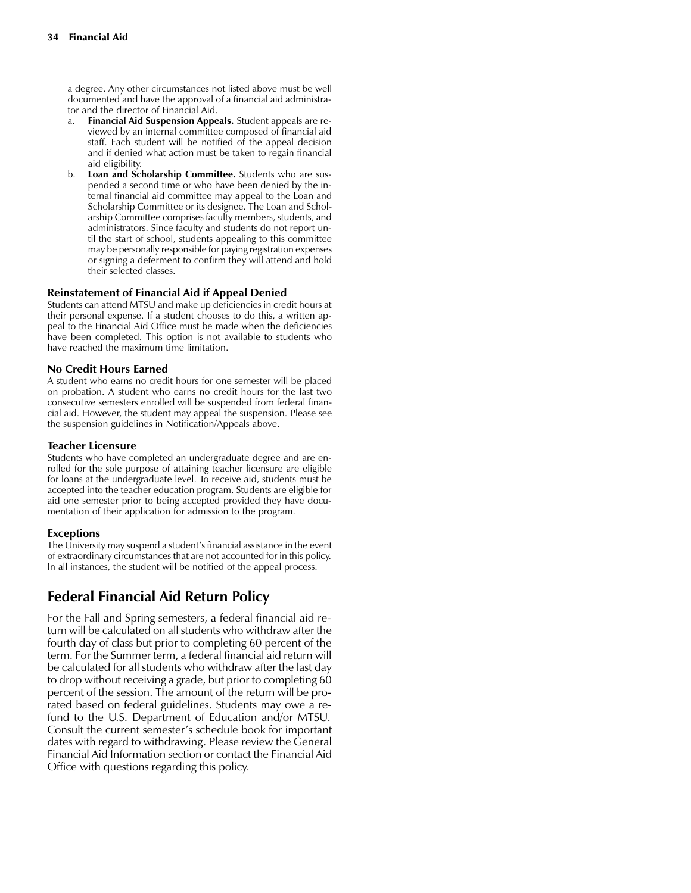a degree. Any other circumstances not listed above must be well documented and have the approval of a financial aid administrator and the director of Financial Aid.

a. **Financial Aid Suspension Appeals.** Student appeals are reviewed by an internal committee composed of financial aid staff. Each student will be notified of the appeal decision and if denied what action must be taken to regain financial aid eligibility.
b. **Loan and Scholarship Committee.** Students who are suspended a second time or who have been denied by the internal financial aid committee may appeal to the Loan and Scholarship Committee or its designee. The Loan and Scholarship Committee comprises faculty members, students, and administrators. Since faculty and students do not report until the start of school, students appealing to this committee may be personally responsible for paying registration expenses or signing a deferment to confirm they will attend and hold their selected classes.

### Reinstatement of Financial Aid if Appeal Denied

Students can attend MTSU and make up deficiencies in credit hours at their personal expense. If a student chooses to do this, a written appeal to the Financial Aid Office must be made when the deficiencies have been completed. This option is not available to students who have reached the maximum time limitation.

### No Credit Hours Earned

A student who earns no credit hours for one semester will be placed on probation. A student who earns no credit hours for the last two consecutive semesters enrolled will be suspended from federal financial aid. However, the student may appeal the suspension. Please see the suspension guidelines in Notification/Appeals above.

### Teacher Licensure

Students who have completed an undergraduate degree and are enrolled for the sole purpose of attaining teacher licensure are eligible for loans at the undergraduate level. To receive aid, students must be accepted into the teacher education program. Students are eligible for aid one semester prior to being accepted provided they have documentation of their application for admission to the program.

### Exceptions

The University may suspend a student's financial assistance in the event of extraordinary circumstances that are not accounted for in this policy. In all instances, the student will be notified of the appeal process.

## Federal Financial Aid Return Policy

For the Fall and Spring semesters, a federal financial aid return will be calculated on all students who withdraw after the fourth day of class but prior to completing 60 percent of the term. For the Summer term, a federal financial aid return will be calculated for all students who withdraw after the last day to drop without receiving a grade, but prior to completing 60 percent of the session. The amount of the return will be prorated based on federal guidelines. Students may owe a refund to the U.S. Department of Education and/or MTSU. Consult the current semester's schedule book for important dates with regard to withdrawing. Please review the General Financial Aid Information section or contact the Financial Aid Office with questions regarding this policy.